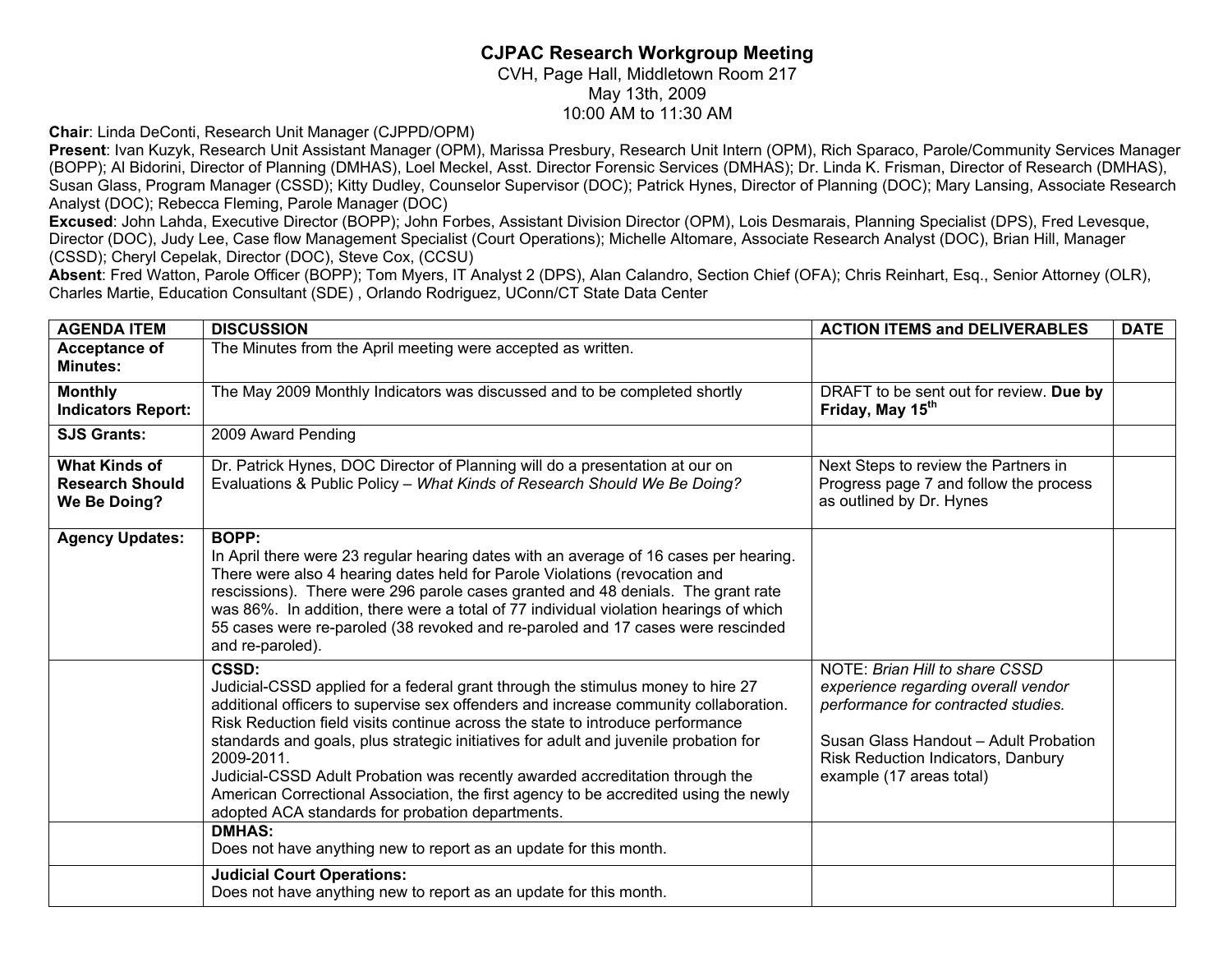# CJPAC Research Workgroup Meeting

CVH, Page Hall, Middletown Room 217
May 13th, 2009
10:00 AM to 11:30 AM

**Chair**: Linda DeConti, Research Unit Manager (CJPPD/OPM)

**Present**: Ivan Kuzyk, Research Unit Assistant Manager (OPM), Marissa Presbury, Research Unit Intern (OPM), Rich Sparaco, Parole/Community Services Manager (BOPP); Al Bidorini, Director of Planning (DMHAS), Loel Meckel, Asst. Director Forensic Services (DMHAS); Dr. Linda K. Frisman, Director of Research (DMHAS), Susan Glass, Program Manager (CSSD); Kitty Dudley, Counselor Supervisor (DOC); Patrick Hynes, Director of Planning (DOC); Mary Lansing, Associate Research Analyst (DOC); Rebecca Fleming, Parole Manager (DOC)

**Excused**: John Lahda, Executive Director (BOPP); John Forbes, Assistant Division Director (OPM), Lois Desmarais, Planning Specialist (DPS), Fred Levesque, Director (DOC), Judy Lee, Case flow Management Specialist (Court Operations); Michelle Altomare, Associate Research Analyst (DOC), Brian Hill, Manager (CSSD); Cheryl Cepelak, Director (DOC), Steve Cox, (CCSU)

**Absent**: Fred Watton, Parole Officer (BOPP); Tom Myers, IT Analyst 2 (DPS), Alan Calandro, Section Chief (OFA); Chris Reinhart, Esq., Senior Attorney (OLR), Charles Martie, Education Consultant (SDE) , Orlando Rodriguez, UConn/CT State Data Center

| AGENDA ITEM | DISCUSSION | ACTION ITEMS and DELIVERABLES | DATE |
|---|---|---|---|
| **Acceptance of Minutes:** | The Minutes from the April meeting were accepted as written. | | |
| **Monthly Indicators Report:** | The May 2009 Monthly Indicators was discussed and to be completed shortly | DRAFT to be sent out for review. **Due by Friday, May 15th** | |
| **SJS Grants:** | 2009 Award Pending | | |
| **What Kinds of Research Should We Be Doing?** | Dr. Patrick Hynes, DOC Director of Planning will do a presentation at our on Evaluations & Public Policy – *What Kinds of Research Should We Be Doing?* | Next Steps to review the Partners in Progress page 7 and follow the process as outlined by Dr. Hynes | |
| **Agency Updates:** | **BOPP:** In April there were 23 regular hearing dates with an average of 16 cases per hearing. There were also 4 hearing dates held for Parole Violations (revocation and rescissions). There were 296 parole cases granted and 48 denials. The grant rate was 86%. In addition, there were a total of 77 individual violation hearings of which 55 cases were re-paroled (38 revoked and re-paroled and 17 cases were rescinded and re-paroled). | | |
| | **CSSD:** Judicial-CSSD applied for a federal grant through the stimulus money to hire 27 additional officers to supervise sex offenders and increase community collaboration. Risk Reduction field visits continue across the state to introduce performance standards and goals, plus strategic initiatives for adult and juvenile probation for 2009-2011. Judicial-CSSD Adult Probation was recently awarded accreditation through the American Correctional Association, the first agency to be accredited using the newly adopted ACA standards for probation departments. | NOTE: *Brian Hill to share CSSD experience regarding overall vendor performance for contracted studies.* Susan Glass Handout – Adult Probation Risk Reduction Indicators, Danbury example (17 areas total) | |
| | **DMHAS:** Does not have anything new to report as an update for this month. | | |
| | **Judicial Court Operations:** Does not have anything new to report as an update for this month. | | |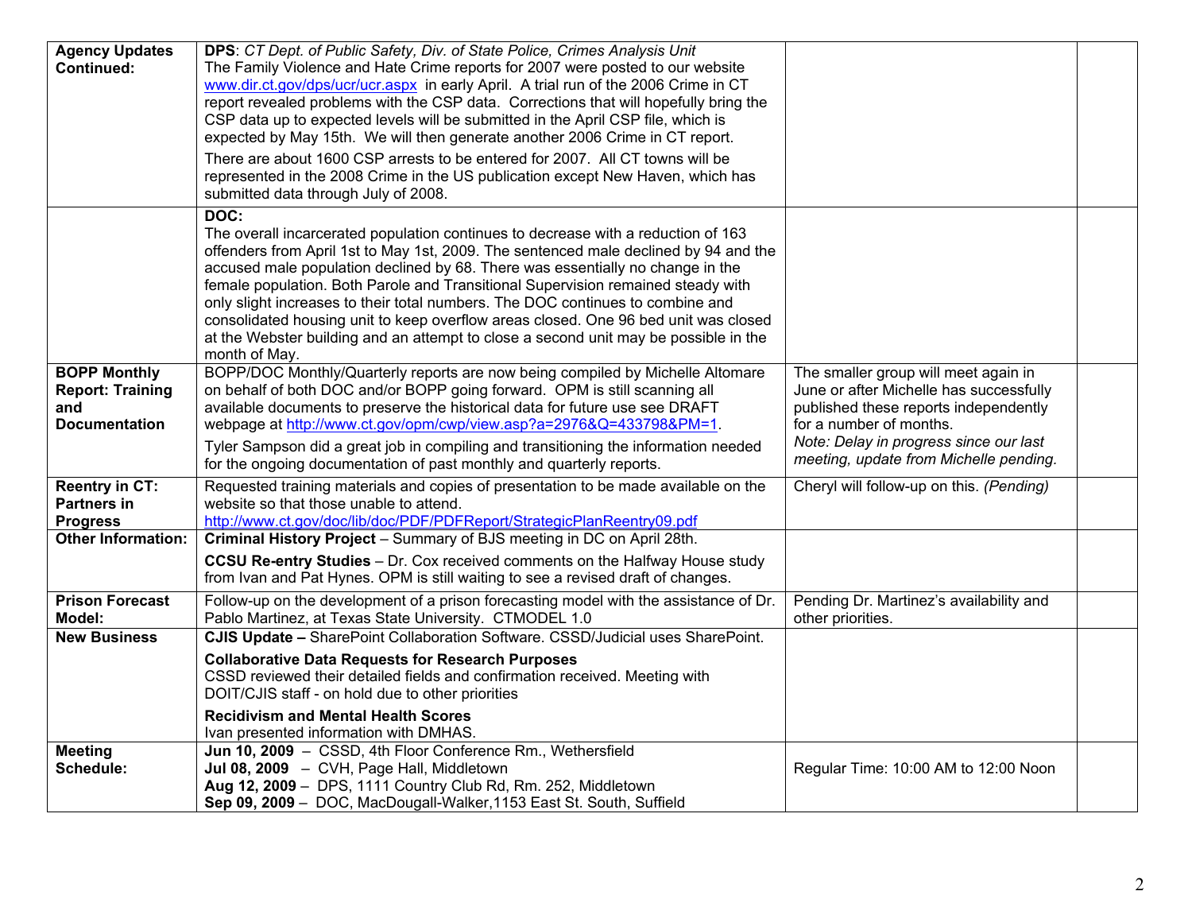| | | | |
|---|---|---|---|
| **Agency Updates Continued:** | **DPS**: *CT Dept. of Public Safety, Div. of State Police, Crimes Analysis Unit*<br>The Family Violence and Hate Crime reports for 2007 were posted to our website www.dir.ct.gov/dps/ucr/ucr.aspx in early April. A trial run of the 2006 Crime in CT report revealed problems with the CSP data. Corrections that will hopefully bring the CSP data up to expected levels will be submitted in the April CSP file, which is expected by May 15th. We will then generate another 2006 Crime in CT report.<br>There are about 1600 CSP arrests to be entered for 2007. All CT towns will be represented in the 2008 Crime in the US publication except New Haven, which has submitted data through July of 2008. | | |
| | **DOC:**<br>The overall incarcerated population continues to decrease with a reduction of 163 offenders from April 1st to May 1st, 2009. The sentenced male declined by 94 and the accused male population declined by 68. There was essentially no change in the female population. Both Parole and Transitional Supervision remained steady with only slight increases to their total numbers. The DOC continues to combine and consolidated housing unit to keep overflow areas closed. One 96 bed unit was closed at the Webster building and an attempt to close a second unit may be possible in the month of May. | | |
| **BOPP Monthly Report: Training and Documentation** | BOPP/DOC Monthly/Quarterly reports are now being compiled by Michelle Altomare on behalf of both DOC and/or BOPP going forward. OPM is still scanning all available documents to preserve the historical data for future use see DRAFT webpage at http://www.ct.gov/opm/cwp/view.asp?a=2976&Q=433798&PM=1.<br>Tyler Sampson did a great job in compiling and transitioning the information needed for the ongoing documentation of past monthly and quarterly reports. | The smaller group will meet again in June or after Michelle has successfully published these reports independently for a number of months.<br>*Note: Delay in progress since our last meeting, update from Michelle pending.* | |
| **Reentry in CT: Partners in Progress** | Requested training materials and copies of presentation to be made available on the website so that those unable to attend.<br>http://www.ct.gov/doc/lib/doc/PDF/PDFReport/StrategicPlanReentry09.pdf | Cheryl will follow-up on this. *(Pending)* | |
| **Other Information:** | **Criminal History Project** – Summary of BJS meeting in DC on April 28th.<br>**CCSU Re-entry Studies** – Dr. Cox received comments on the Halfway House study from Ivan and Pat Hynes. OPM is still waiting to see a revised draft of changes. | | |
| **Prison Forecast Model:** | Follow-up on the development of a prison forecasting model with the assistance of Dr. Pablo Martinez, at Texas State University. CTMODEL 1.0 | Pending Dr. Martinez's availability and other priorities. | |
| **New Business** | **CJIS Update –** SharePoint Collaboration Software. CSSD/Judicial uses SharePoint.<br>**Collaborative Data Requests for Research Purposes**<br>CSSD reviewed their detailed fields and confirmation received. Meeting with DOIT/CJIS staff - on hold due to other priorities<br>**Recidivism and Mental Health Scores**<br>Ivan presented information with DMHAS. | | |
| **Meeting Schedule:** | **Jun 10, 2009** – CSSD, 4th Floor Conference Rm., Wethersfield<br>**Jul 08, 2009** – CVH, Page Hall, Middletown<br>**Aug 12, 2009** – DPS, 1111 Country Club Rd, Rm. 252, Middletown<br>**Sep 09, 2009** – DOC, MacDougall-Walker,1153 East St. South, Suffield | Regular Time: 10:00 AM to 12:00 Noon | |